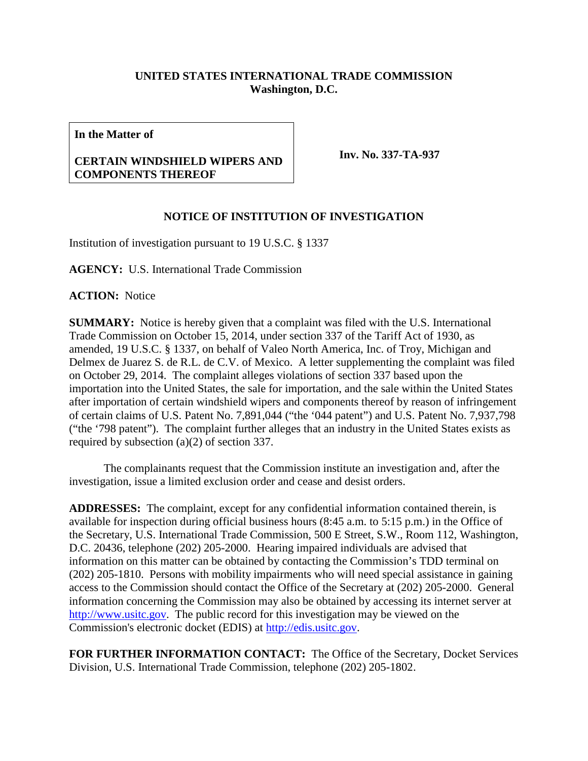**UNITED STATES INTERNATIONAL TRADE COMMISSION**
**Washington, D.C.**

| **In the Matter of**<br><br>**CERTAIN WINDSHIELD WIPERS AND COMPONENTS THEREOF** | **Inv. No. 337-TA-937** |
|---|---|

## NOTICE OF INSTITUTION OF INVESTIGATION

Institution of investigation pursuant to 19 U.S.C. § 1337

**AGENCY:** U.S. International Trade Commission

**ACTION:** Notice

**SUMMARY:** Notice is hereby given that a complaint was filed with the U.S. International Trade Commission on October 15, 2014, under section 337 of the Tariff Act of 1930, as amended, 19 U.S.C. § 1337, on behalf of Valeo North America, Inc. of Troy, Michigan and Delmex de Juarez S. de R.L. de C.V. of Mexico. A letter supplementing the complaint was filed on October 29, 2014. The complaint alleges violations of section 337 based upon the importation into the United States, the sale for importation, and the sale within the United States after importation of certain windshield wipers and components thereof by reason of infringement of certain claims of U.S. Patent No. 7,891,044 ("the '044 patent") and U.S. Patent No. 7,937,798 ("the '798 patent"). The complaint further alleges that an industry in the United States exists as required by subsection (a)(2) of section 337.

The complainants request that the Commission institute an investigation and, after the investigation, issue a limited exclusion order and cease and desist orders.

**ADDRESSES:** The complaint, except for any confidential information contained therein, is available for inspection during official business hours (8:45 a.m. to 5:15 p.m.) in the Office of the Secretary, U.S. International Trade Commission, 500 E Street, S.W., Room 112, Washington, D.C. 20436, telephone (202) 205-2000. Hearing impaired individuals are advised that information on this matter can be obtained by contacting the Commission's TDD terminal on (202) 205-1810. Persons with mobility impairments who will need special assistance in gaining access to the Commission should contact the Office of the Secretary at (202) 205-2000. General information concerning the Commission may also be obtained by accessing its internet server at http://www.usitc.gov. The public record for this investigation may be viewed on the Commission's electronic docket (EDIS) at http://edis.usitc.gov.

**FOR FURTHER INFORMATION CONTACT:** The Office of the Secretary, Docket Services Division, U.S. International Trade Commission, telephone (202) 205-1802.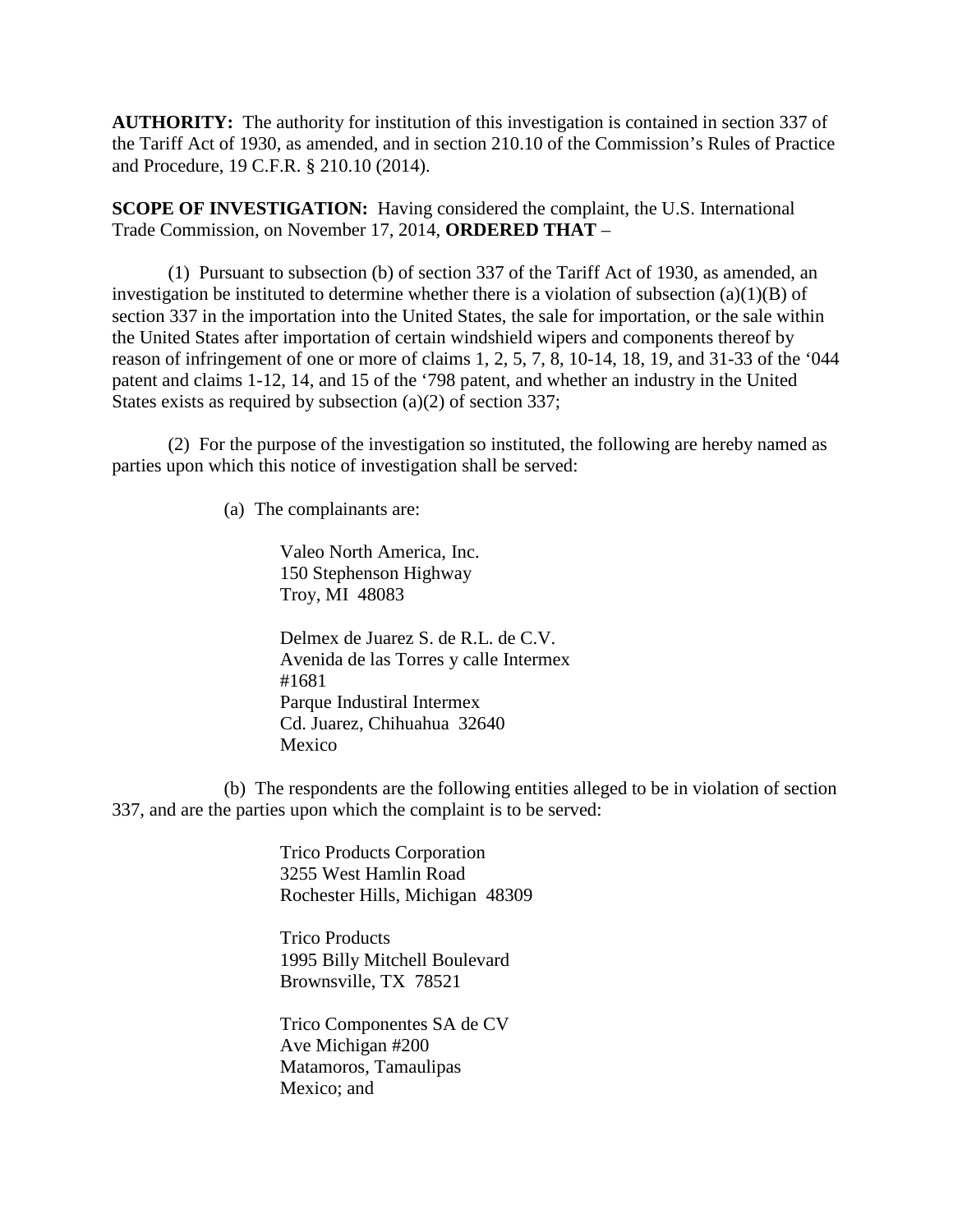**AUTHORITY:** The authority for institution of this investigation is contained in section 337 of the Tariff Act of 1930, as amended, and in section 210.10 of the Commission's Rules of Practice and Procedure, 19 C.F.R. § 210.10 (2014).

**SCOPE OF INVESTIGATION:** Having considered the complaint, the U.S. International Trade Commission, on November 17, 2014, **ORDERED THAT** –

(1) Pursuant to subsection (b) of section 337 of the Tariff Act of 1930, as amended, an investigation be instituted to determine whether there is a violation of subsection (a)(1)(B) of section 337 in the importation into the United States, the sale for importation, or the sale within the United States after importation of certain windshield wipers and components thereof by reason of infringement of one or more of claims 1, 2, 5, 7, 8, 10-14, 18, 19, and 31-33 of the '044 patent and claims 1-12, 14, and 15 of the '798 patent, and whether an industry in the United States exists as required by subsection (a)(2) of section 337;

(2) For the purpose of the investigation so instituted, the following are hereby named as parties upon which this notice of investigation shall be served:

(a) The complainants are:

Valeo North America, Inc.
150 Stephenson Highway
Troy, MI 48083

Delmex de Juarez S. de R.L. de C.V.
Avenida de las Torres y calle Intermex
#1681
Parque Industiral Intermex
Cd. Juarez, Chihuahua 32640
Mexico

(b) The respondents are the following entities alleged to be in violation of section 337, and are the parties upon which the complaint is to be served:

Trico Products Corporation
3255 West Hamlin Road
Rochester Hills, Michigan 48309

Trico Products
1995 Billy Mitchell Boulevard
Brownsville, TX 78521

Trico Componentes SA de CV
Ave Michigan #200
Matamoros, Tamaulipas
Mexico; and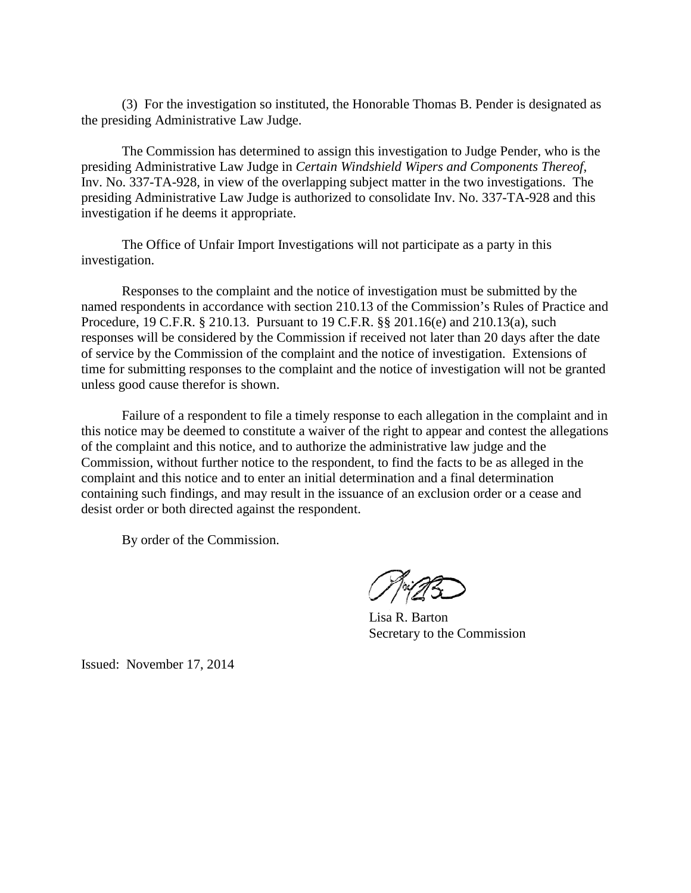(3) For the investigation so instituted, the Honorable Thomas B. Pender is designated as the presiding Administrative Law Judge.

The Commission has determined to assign this investigation to Judge Pender, who is the presiding Administrative Law Judge in *Certain Windshield Wipers and Components Thereof*, Inv. No. 337-TA-928, in view of the overlapping subject matter in the two investigations. The presiding Administrative Law Judge is authorized to consolidate Inv. No. 337-TA-928 and this investigation if he deems it appropriate.

The Office of Unfair Import Investigations will not participate as a party in this investigation.

Responses to the complaint and the notice of investigation must be submitted by the named respondents in accordance with section 210.13 of the Commission's Rules of Practice and Procedure, 19 C.F.R. § 210.13. Pursuant to 19 C.F.R. §§ 201.16(e) and 210.13(a), such responses will be considered by the Commission if received not later than 20 days after the date of service by the Commission of the complaint and the notice of investigation. Extensions of time for submitting responses to the complaint and the notice of investigation will not be granted unless good cause therefor is shown.

Failure of a respondent to file a timely response to each allegation in the complaint and in this notice may be deemed to constitute a waiver of the right to appear and contest the allegations of the complaint and this notice, and to authorize the administrative law judge and the Commission, without further notice to the respondent, to find the facts to be as alleged in the complaint and this notice and to enter an initial determination and a final determination containing such findings, and may result in the issuance of an exclusion order or a cease and desist order or both directed against the respondent.

By order of the Commission.

Lisa R. Barton
Secretary to the Commission

Issued: November 17, 2014